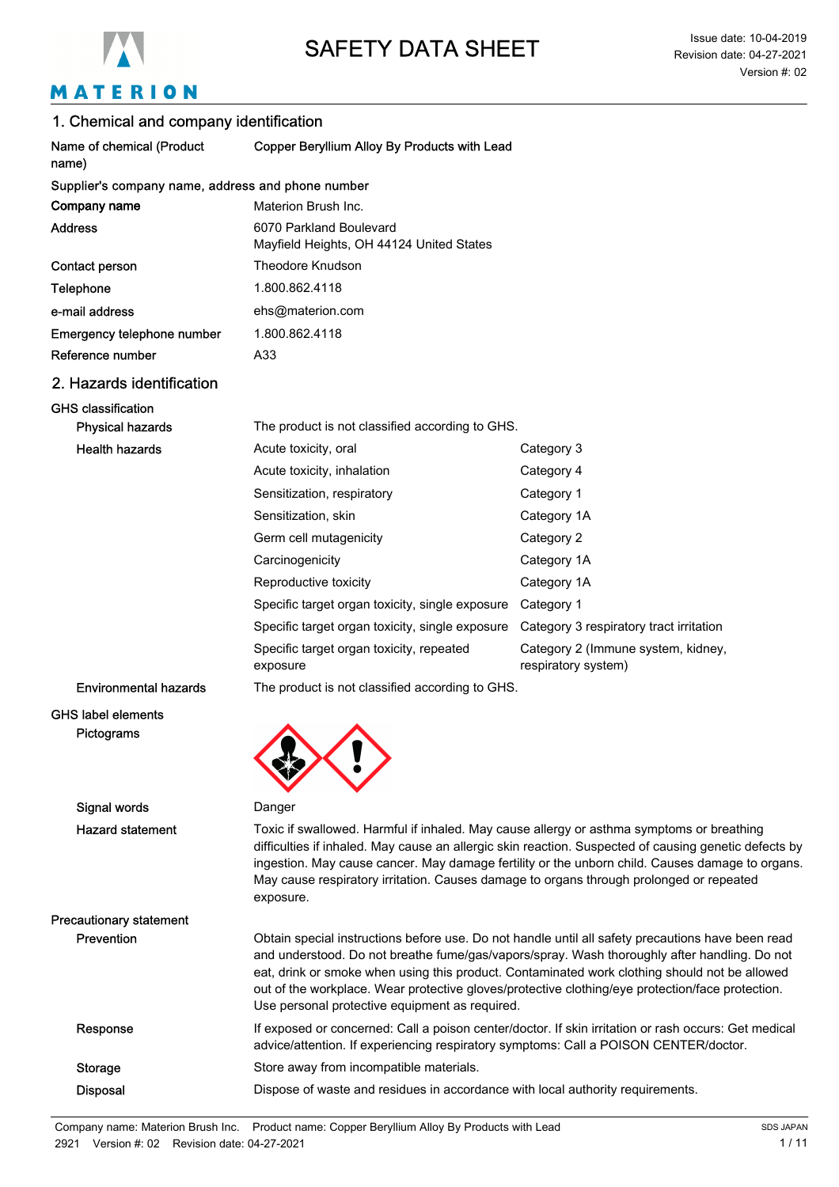# SAFETY DATA SHEET

Issue date: 10-04-2019
Revision date: 04-27-2021
Version #: 02

## 1. Chemical and company identification

| | |
|---|---|
| Name of chemical (Product name) | Copper Beryllium Alloy By Products with Lead |

**Supplier's company name, address and phone number**

| | |
|---|---|
| **Company name** | Materion Brush Inc. |
| **Address** | 6070 Parkland Boulevard<br>Mayfield Heights, OH 44124 United States |
| Contact person | Theodore Knudson |
| Telephone | 1.800.862.4118 |
| e-mail address | ehs@materion.com |
| Emergency telephone number | 1.800.862.4118 |
| Reference number | A33 |

## 2. Hazards identification

**GHS classification**

| | | |
|---|---|---|
| Physical hazards | The product is not classified according to GHS. | |
| Health hazards | Acute toxicity, oral | Category 3 |
| | Acute toxicity, inhalation | Category 4 |
| | Sensitization, respiratory | Category 1 |
| | Sensitization, skin | Category 1A |
| | Germ cell mutagenicity | Category 2 |
| | Carcinogenicity | Category 1A |
| | Reproductive toxicity | Category 1A |
| | Specific target organ toxicity, single exposure | Category 1 |
| | Specific target organ toxicity, single exposure | Category 3 respiratory tract irritation |
| | Specific target organ toxicity, repeated exposure | Category 2 (Immune system, kidney, respiratory system) |
| Environmental hazards | The product is not classified according to GHS. | |

**GHS label elements**

Pictograms

Signal words: Danger

Hazard statement: Toxic if swallowed. Harmful if inhaled. May cause allergy or asthma symptoms or breathing difficulties if inhaled. May cause an allergic skin reaction. Suspected of causing genetic defects by ingestion. May cause cancer. May damage fertility or the unborn child. Causes damage to organs. May cause respiratory irritation. Causes damage to organs through prolonged or repeated exposure.

**Precautionary statement**

Prevention: Obtain special instructions before use. Do not handle until all safety precautions have been read and understood. Do not breathe fume/gas/vapors/spray. Wash thoroughly after handling. Do not eat, drink or smoke when using this product. Contaminated work clothing should not be allowed out of the workplace. Wear protective gloves/protective clothing/eye protection/face protection. Use personal protective equipment as required.

Response: If exposed or concerned: Call a poison center/doctor. If skin irritation or rash occurs: Get medical advice/attention. If experiencing respiratory symptoms: Call a POISON CENTER/doctor.

Storage: Store away from incompatible materials.

Disposal: Dispose of waste and residues in accordance with local authority requirements.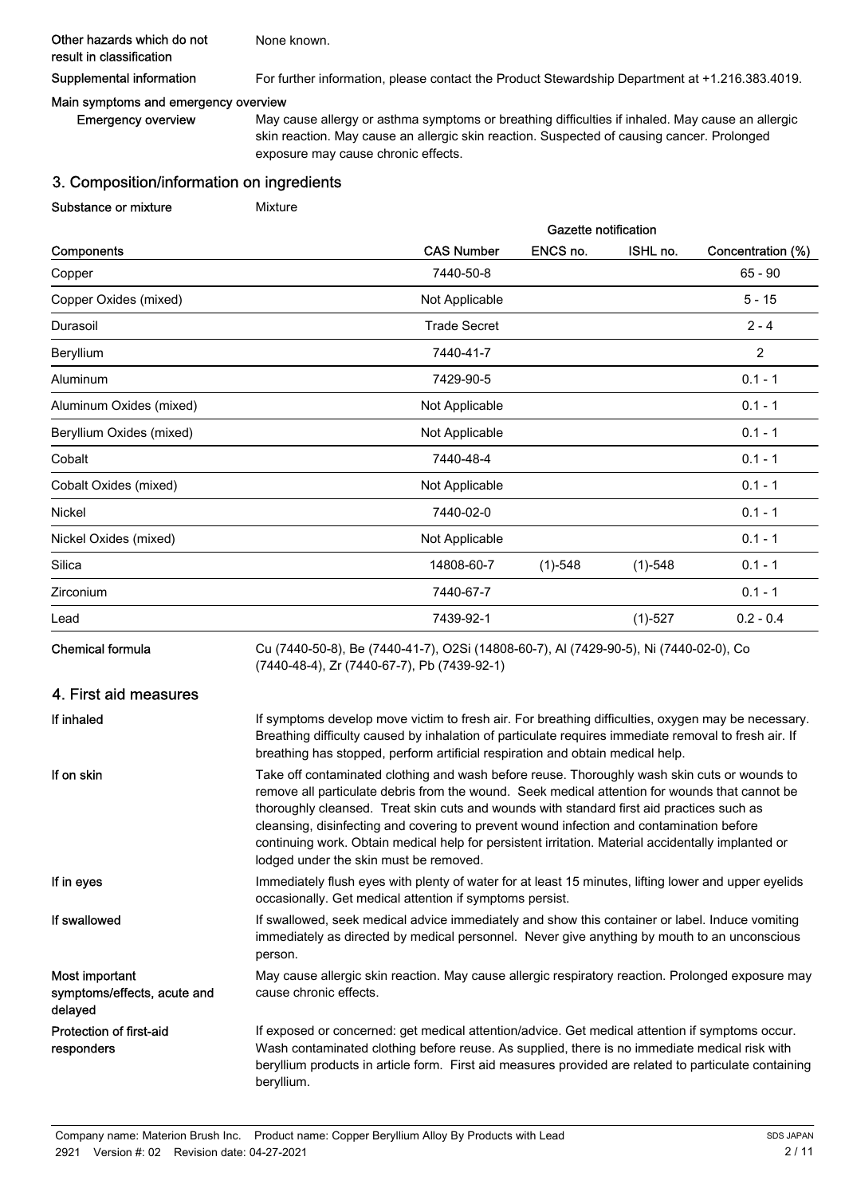**Other hazards which do not result in classification** None known.

**Supplemental information** For further information, please contact the Product Stewardship Department at +1.216.383.4019.

**Main symptoms and emergency overview**

**Emergency overview** May cause allergy or asthma symptoms or breathing difficulties if inhaled. May cause an allergic skin reaction. May cause an allergic skin reaction. Suspected of causing cancer. Prolonged exposure may cause chronic effects.

## 3. Composition/information on ingredients

**Substance or mixture** Mixture

| Components | CAS Number | Gazette notification ENCS no. | Gazette notification ISHL no. | Concentration (%) |
|---|---|---|---|---|
| Copper | 7440-50-8 | | | 65 - 90 |
| Copper Oxides (mixed) | Not Applicable | | | 5 - 15 |
| Durasoil | Trade Secret | | | 2 - 4 |
| Beryllium | 7440-41-7 | | | 2 |
| Aluminum | 7429-90-5 | | | 0.1 - 1 |
| Aluminum Oxides (mixed) | Not Applicable | | | 0.1 - 1 |
| Beryllium Oxides (mixed) | Not Applicable | | | 0.1 - 1 |
| Cobalt | 7440-48-4 | | | 0.1 - 1 |
| Cobalt Oxides (mixed) | Not Applicable | | | 0.1 - 1 |
| Nickel | 7440-02-0 | | | 0.1 - 1 |
| Nickel Oxides (mixed) | Not Applicable | | | 0.1 - 1 |
| Silica | 14808-60-7 | (1)-548 | (1)-548 | 0.1 - 1 |
| Zirconium | 7440-67-7 | | | 0.1 - 1 |
| Lead | 7439-92-1 | | (1)-527 | 0.2 - 0.4 |

**Chemical formula** Cu (7440-50-8), Be (7440-41-7), O2Si (14808-60-7), Al (7429-90-5), Ni (7440-02-0), Co (7440-48-4), Zr (7440-67-7), Pb (7439-92-1)

## 4. First aid measures

**If inhaled** If symptoms develop move victim to fresh air. For breathing difficulties, oxygen may be necessary. Breathing difficulty caused by inhalation of particulate requires immediate removal to fresh air. If breathing has stopped, perform artificial respiration and obtain medical help.

**If on skin** Take off contaminated clothing and wash before reuse. Thoroughly wash skin cuts or wounds to remove all particulate debris from the wound. Seek medical attention for wounds that cannot be thoroughly cleansed. Treat skin cuts and wounds with standard first aid practices such as cleansing, disinfecting and covering to prevent wound infection and contamination before continuing work. Obtain medical help for persistent irritation. Material accidentally implanted or lodged under the skin must be removed.

**If in eyes** Immediately flush eyes with plenty of water for at least 15 minutes, lifting lower and upper eyelids occasionally. Get medical attention if symptoms persist.

**If swallowed** If swallowed, seek medical advice immediately and show this container or label. Induce vomiting immediately as directed by medical personnel. Never give anything by mouth to an unconscious person.

**Most important symptoms/effects, acute and delayed** May cause allergic skin reaction. May cause allergic respiratory reaction. Prolonged exposure may cause chronic effects.

**Protection of first-aid responders** If exposed or concerned: get medical attention/advice. Get medical attention if symptoms occur. Wash contaminated clothing before reuse. As supplied, there is no immediate medical risk with beryllium products in article form. First aid measures provided are related to particulate containing beryllium.

Company name: Materion Brush Inc. Product name: Copper Beryllium Alloy By Products with Lead
2921 Version #: 02 Revision date: 04-27-2021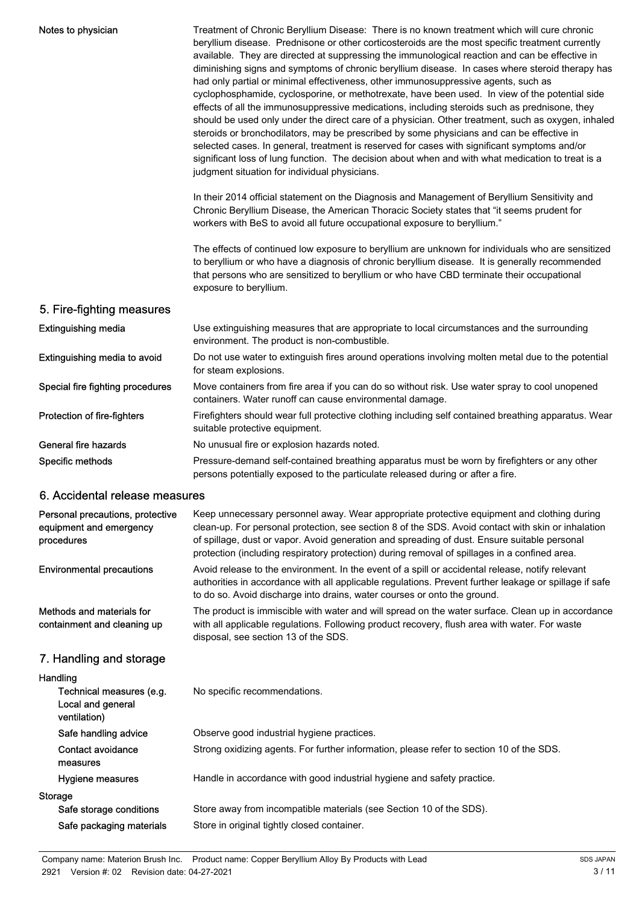**Notes to physician**

Treatment of Chronic Beryllium Disease: There is no known treatment which will cure chronic beryllium disease. Prednisone or other corticosteroids are the most specific treatment currently available. They are directed at suppressing the immunological reaction and can be effective in diminishing signs and symptoms of chronic beryllium disease. In cases where steroid therapy has had only partial or minimal effectiveness, other immunosuppressive agents, such as cyclophosphamide, cyclosporine, or methotrexate, have been used. In view of the potential side effects of all the immunosuppressive medications, including steroids such as prednisone, they should be used only under the direct care of a physician. Other treatment, such as oxygen, inhaled steroids or bronchodilators, may be prescribed by some physicians and can be effective in selected cases. In general, treatment is reserved for cases with significant symptoms and/or significant loss of lung function. The decision about when and with what medication to treat is a judgment situation for individual physicians.

In their 2014 official statement on the Diagnosis and Management of Beryllium Sensitivity and Chronic Beryllium Disease, the American Thoracic Society states that "it seems prudent for workers with BeS to avoid all future occupational exposure to beryllium."

The effects of continued low exposure to beryllium are unknown for individuals who are sensitized to beryllium or who have a diagnosis of chronic beryllium disease. It is generally recommended that persons who are sensitized to beryllium or who have CBD terminate their occupational exposure to beryllium.

## 5. Fire-fighting measures

**Extinguishing media**
Use extinguishing measures that are appropriate to local circumstances and the surrounding environment. The product is non-combustible.

**Extinguishing media to avoid**
Do not use water to extinguish fires around operations involving molten metal due to the potential for steam explosions.

**Special fire fighting procedures**
Move containers from fire area if you can do so without risk. Use water spray to cool unopened containers. Water runoff can cause environmental damage.

**Protection of fire-fighters**
Firefighters should wear full protective clothing including self contained breathing apparatus. Wear suitable protective equipment.

**General fire hazards**
No unusual fire or explosion hazards noted.

**Specific methods**
Pressure-demand self-contained breathing apparatus must be worn by firefighters or any other persons potentially exposed to the particulate released during or after a fire.

## 6. Accidental release measures

**Personal precautions, protective equipment and emergency procedures**
Keep unnecessary personnel away. Wear appropriate protective equipment and clothing during clean-up. For personal protection, see section 8 of the SDS. Avoid contact with skin or inhalation of spillage, dust or vapor. Avoid generation and spreading of dust. Ensure suitable personal protection (including respiratory protection) during removal of spillages in a confined area.

**Environmental precautions**
Avoid release to the environment. In the event of a spill or accidental release, notify relevant authorities in accordance with all applicable regulations. Prevent further leakage or spillage if safe to do so. Avoid discharge into drains, water courses or onto the ground.

**Methods and materials for containment and cleaning up**
The product is immiscible with water and will spread on the water surface. Clean up in accordance with all applicable regulations. Following product recovery, flush area with water. For waste disposal, see section 13 of the SDS.

## 7. Handling and storage

**Handling**

**Technical measures (e.g. Local and general ventilation)**
No specific recommendations.

**Safe handling advice**
Observe good industrial hygiene practices.

**Contact avoidance measures**
Strong oxidizing agents. For further information, please refer to section 10 of the SDS.

**Hygiene measures**
Handle in accordance with good industrial hygiene and safety practice.

**Storage**

**Safe storage conditions**
Store away from incompatible materials (see Section 10 of the SDS).

**Safe packaging materials**
Store in original tightly closed container.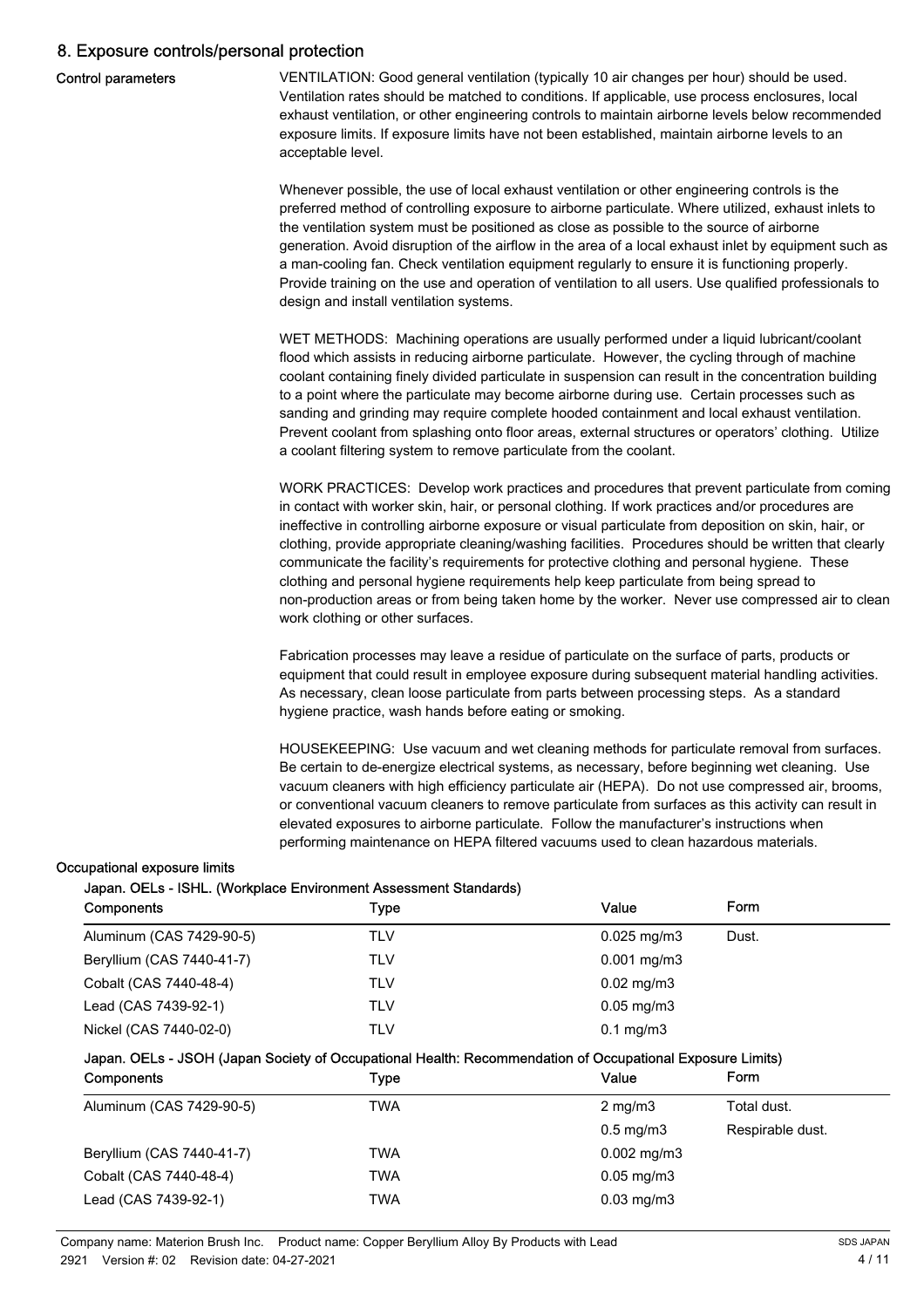## 8. Exposure controls/personal protection

**Control parameters**

VENTILATION: Good general ventilation (typically 10 air changes per hour) should be used. Ventilation rates should be matched to conditions. If applicable, use process enclosures, local exhaust ventilation, or other engineering controls to maintain airborne levels below recommended exposure limits. If exposure limits have not been established, maintain airborne levels to an acceptable level.

Whenever possible, the use of local exhaust ventilation or other engineering controls is the preferred method of controlling exposure to airborne particulate. Where utilized, exhaust inlets to the ventilation system must be positioned as close as possible to the source of airborne generation. Avoid disruption of the airflow in the area of a local exhaust inlet by equipment such as a man-cooling fan. Check ventilation equipment regularly to ensure it is functioning properly. Provide training on the use and operation of ventilation to all users. Use qualified professionals to design and install ventilation systems.

WET METHODS: Machining operations are usually performed under a liquid lubricant/coolant flood which assists in reducing airborne particulate. However, the cycling through of machine coolant containing finely divided particulate in suspension can result in the concentration building to a point where the particulate may become airborne during use. Certain processes such as sanding and grinding may require complete hooded containment and local exhaust ventilation. Prevent coolant from splashing onto floor areas, external structures or operators' clothing. Utilize a coolant filtering system to remove particulate from the coolant.

WORK PRACTICES: Develop work practices and procedures that prevent particulate from coming in contact with worker skin, hair, or personal clothing. If work practices and/or procedures are ineffective in controlling airborne exposure or visual particulate from deposition on skin, hair, or clothing, provide appropriate cleaning/washing facilities. Procedures should be written that clearly communicate the facility's requirements for protective clothing and personal hygiene. These clothing and personal hygiene requirements help keep particulate from being spread to non-production areas or from being taken home by the worker. Never use compressed air to clean work clothing or other surfaces.

Fabrication processes may leave a residue of particulate on the surface of parts, products or equipment that could result in employee exposure during subsequent material handling activities. As necessary, clean loose particulate from parts between processing steps. As a standard hygiene practice, wash hands before eating or smoking.

HOUSEKEEPING: Use vacuum and wet cleaning methods for particulate removal from surfaces. Be certain to de-energize electrical systems, as necessary, before beginning wet cleaning. Use vacuum cleaners with high efficiency particulate air (HEPA). Do not use compressed air, brooms, or conventional vacuum cleaners to remove particulate from surfaces as this activity can result in elevated exposures to airborne particulate. Follow the manufacturer's instructions when performing maintenance on HEPA filtered vacuums used to clean hazardous materials.

**Occupational exposure limits**

**Japan. OELs - ISHL. (Workplace Environment Assessment Standards)**

| Components | Type | Value | Form |
|---|---|---|---|
| Aluminum (CAS 7429-90-5) | TLV | 0.025 mg/m3 | Dust. |
| Beryllium (CAS 7440-41-7) | TLV | 0.001 mg/m3 | |
| Cobalt (CAS 7440-48-4) | TLV | 0.02 mg/m3 | |
| Lead (CAS 7439-92-1) | TLV | 0.05 mg/m3 | |
| Nickel (CAS 7440-02-0) | TLV | 0.1 mg/m3 | |

**Japan. OELs - JSOH (Japan Society of Occupational Health: Recommendation of Occupational Exposure Limits)**

| Components | Type | Value | Form |
|---|---|---|---|
| Aluminum (CAS 7429-90-5) | TWA | 2 mg/m3 | Total dust. |
| | | 0.5 mg/m3 | Respirable dust. |
| Beryllium (CAS 7440-41-7) | TWA | 0.002 mg/m3 | |
| Cobalt (CAS 7440-48-4) | TWA | 0.05 mg/m3 | |
| Lead (CAS 7439-92-1) | TWA | 0.03 mg/m3 | |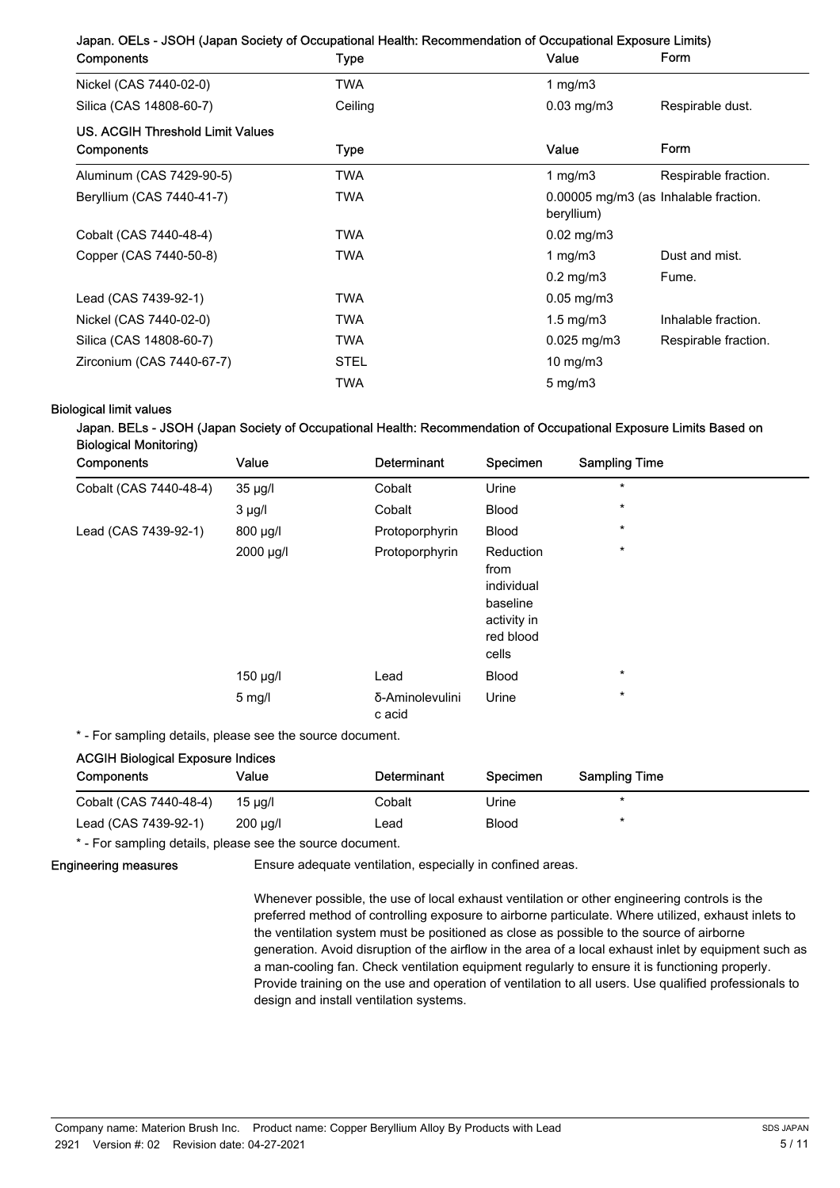**Japan. OELs - JSOH (Japan Society of Occupational Health: Recommendation of Occupational Exposure Limits)**

| Components | Type | Value | Form |
|---|---|---|---|
| Nickel (CAS 7440-02-0) | TWA | 1 mg/m3 | |
| Silica (CAS 14808-60-7) | Ceiling | 0.03 mg/m3 | Respirable dust. |

**US. ACGIH Threshold Limit Values**

| Components | Type | Value | Form |
|---|---|---|---|
| Aluminum (CAS 7429-90-5) | TWA | 1 mg/m3 | Respirable fraction. |
| Beryllium (CAS 7440-41-7) | TWA | 0.00005 mg/m3 (as beryllium) | Inhalable fraction. |
| Cobalt (CAS 7440-48-4) | TWA | 0.02 mg/m3 | |
| Copper (CAS 7440-50-8) | TWA | 1 mg/m3 | Dust and mist. |
| | | 0.2 mg/m3 | Fume. |
| Lead (CAS 7439-92-1) | TWA | 0.05 mg/m3 | |
| Nickel (CAS 7440-02-0) | TWA | 1.5 mg/m3 | Inhalable fraction. |
| Silica (CAS 14808-60-7) | TWA | 0.025 mg/m3 | Respirable fraction. |
| Zirconium (CAS 7440-67-7) | STEL | 10 mg/m3 | |
| | TWA | 5 mg/m3 | |

**Biological limit values**

**Japan. BELs - JSOH (Japan Society of Occupational Health: Recommendation of Occupational Exposure Limits Based on Biological Monitoring)**

| Components | Value | Determinant | Specimen | Sampling Time |
|---|---|---|---|---|
| Cobalt (CAS 7440-48-4) | 35 µg/l | Cobalt | Urine | * |
| | 3 µg/l | Cobalt | Blood | * |
| Lead (CAS 7439-92-1) | 800 µg/l | Protoporphyrin | Blood | * |
| | 2000 µg/l | Protoporphyrin | Reduction from individual baseline activity in red blood cells | * |
| | 150 µg/l | Lead | Blood | * |
| | 5 mg/l | δ-Aminolevulinic acid | Urine | * |

\* - For sampling details, please see the source document.

**ACGIH Biological Exposure Indices**

| Components | Value | Determinant | Specimen | Sampling Time |
|---|---|---|---|---|
| Cobalt (CAS 7440-48-4) | 15 µg/l | Cobalt | Urine | * |
| Lead (CAS 7439-92-1) | 200 µg/l | Lead | Blood | * |

\* - For sampling details, please see the source document.

**Engineering measures**

Ensure adequate ventilation, especially in confined areas.

Whenever possible, the use of local exhaust ventilation or other engineering controls is the preferred method of controlling exposure to airborne particulate. Where utilized, exhaust inlets to the ventilation system must be positioned as close as possible to the source of airborne generation. Avoid disruption of the airflow in the area of a local exhaust inlet by equipment such as a man-cooling fan. Check ventilation equipment regularly to ensure it is functioning properly. Provide training on the use and operation of ventilation to all users. Use qualified professionals to design and install ventilation systems.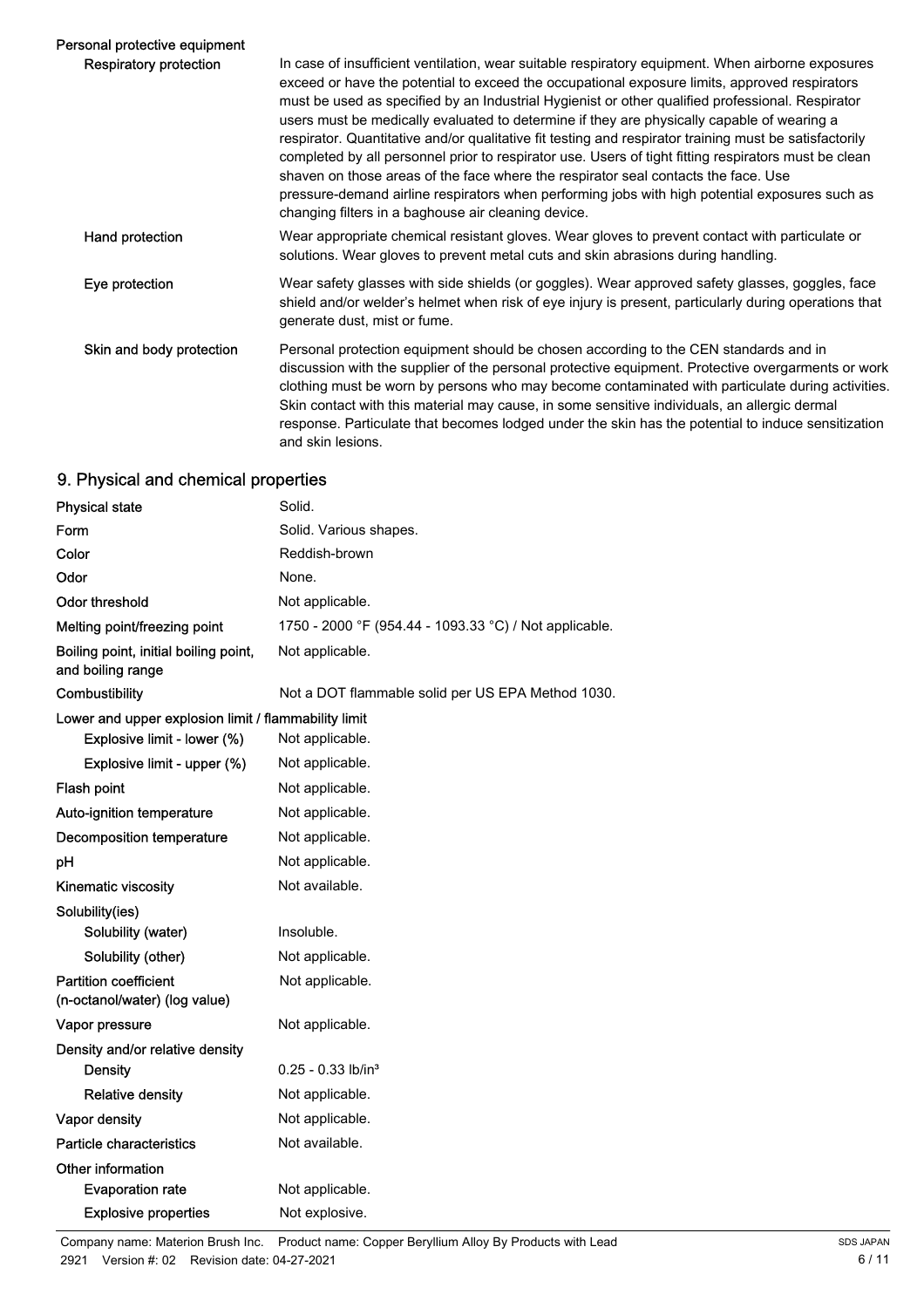**Personal protective equipment**

| | |
|---|---|
| **Respiratory protection** | In case of insufficient ventilation, wear suitable respiratory equipment. When airborne exposures exceed or have the potential to exceed the occupational exposure limits, approved respirators must be used as specified by an Industrial Hygienist or other qualified professional. Respirator users must be medically evaluated to determine if they are physically capable of wearing a respirator. Quantitative and/or qualitative fit testing and respirator training must be satisfactorily completed by all personnel prior to respirator use. Users of tight fitting respirators must be clean shaven on those areas of the face where the respirator seal contacts the face. Use pressure-demand airline respirators when performing jobs with high potential exposures such as changing filters in a baghouse air cleaning device. |
| **Hand protection** | Wear appropriate chemical resistant gloves. Wear gloves to prevent contact with particulate or solutions. Wear gloves to prevent metal cuts and skin abrasions during handling. |
| **Eye protection** | Wear safety glasses with side shields (or goggles). Wear approved safety glasses, goggles, face shield and/or welder's helmet when risk of eye injury is present, particularly during operations that generate dust, mist or fume. |
| **Skin and body protection** | Personal protection equipment should be chosen according to the CEN standards and in discussion with the supplier of the personal protective equipment. Protective overgarments or work clothing must be worn by persons who may become contaminated with particulate during activities. Skin contact with this material may cause, in some sensitive individuals, an allergic dermal response. Particulate that becomes lodged under the skin has the potential to induce sensitization and skin lesions. |

## 9. Physical and chemical properties

| | |
|---|---|
| **Physical state** | Solid. |
| **Form** | Solid. Various shapes. |
| **Color** | Reddish-brown |
| **Odor** | None. |
| **Odor threshold** | Not applicable. |
| **Melting point/freezing point** | 1750 - 2000 °F (954.44 - 1093.33 °C) / Not applicable. |
| **Boiling point, initial boiling point, and boiling range** | Not applicable. |
| **Combustibility** | Not a DOT flammable solid per US EPA Method 1030. |
| **Lower and upper explosion limit / flammability limit** | |
| Explosive limit - lower (%) | Not applicable. |
| Explosive limit - upper (%) | Not applicable. |
| **Flash point** | Not applicable. |
| **Auto-ignition temperature** | Not applicable. |
| **Decomposition temperature** | Not applicable. |
| **pH** | Not applicable. |
| **Kinematic viscosity** | Not available. |
| **Solubility(ies)** | |
| Solubility (water) | Insoluble. |
| Solubility (other) | Not applicable. |
| **Partition coefficient (n-octanol/water) (log value)** | Not applicable. |
| **Vapor pressure** | Not applicable. |
| **Density and/or relative density** | |
| Density | 0.25 - 0.33 lb/in³ |
| Relative density | Not applicable. |
| **Vapor density** | Not applicable. |
| **Particle characteristics** | Not available. |
| **Other information** | |
| Evaporation rate | Not applicable. |
| Explosive properties | Not explosive. |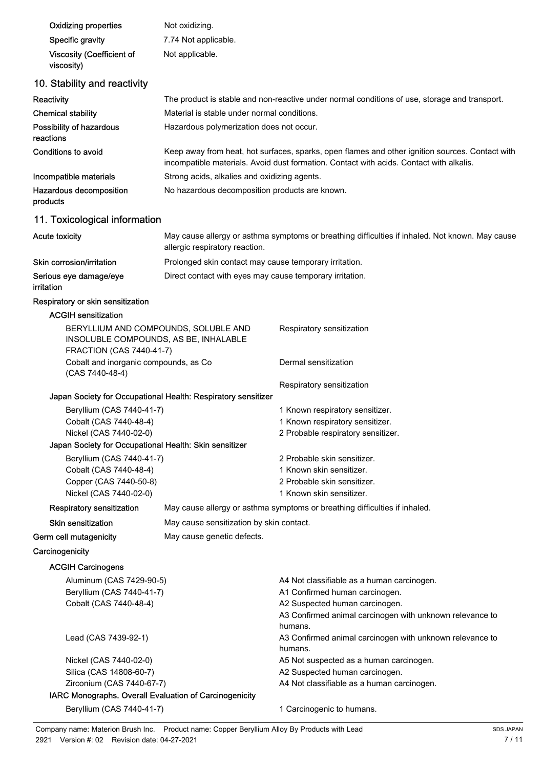| | |
|---|---|
| Oxidizing properties | Not oxidizing. |
| Specific gravity | 7.74 Not applicable. |
| Viscosity (Coefficient of viscosity) | Not applicable. |

## 10. Stability and reactivity

| | |
|---|---|
| Reactivity | The product is stable and non-reactive under normal conditions of use, storage and transport. |
| Chemical stability | Material is stable under normal conditions. |
| Possibility of hazardous reactions | Hazardous polymerization does not occur. |
| Conditions to avoid | Keep away from heat, hot surfaces, sparks, open flames and other ignition sources. Contact with incompatible materials. Avoid dust formation. Contact with acids. Contact with alkalis. |
| Incompatible materials | Strong acids, alkalies and oxidizing agents. |
| Hazardous decomposition products | No hazardous decomposition products are known. |

## 11. Toxicological information

| | |
|---|---|
| Acute toxicity | May cause allergy or asthma symptoms or breathing difficulties if inhaled. Not known. May cause allergic respiratory reaction. |
| Skin corrosion/irritation | Prolonged skin contact may cause temporary irritation. |
| Serious eye damage/eye irritation | Direct contact with eyes may cause temporary irritation. |

**Respiratory or skin sensitization**

**ACGIH sensitization**

| | |
|---|---|
| BERYLLIUM AND COMPOUNDS, SOLUBLE AND INSOLUBLE COMPOUNDS, AS BE, INHALABLE FRACTION (CAS 7440-41-7) | Respiratory sensitization |
| Cobalt and inorganic compounds, as Co (CAS 7440-48-4) | Dermal sensitization |
| | Respiratory sensitization |

**Japan Society for Occupational Health: Respiratory sensitizer**

| | |
|---|---|
| Beryllium (CAS 7440-41-7) | 1 Known respiratory sensitizer. |
| Cobalt (CAS 7440-48-4) | 1 Known respiratory sensitizer. |
| Nickel (CAS 7440-02-0) | 2 Probable respiratory sensitizer. |

**Japan Society for Occupational Health: Skin sensitizer**

| | |
|---|---|
| Beryllium (CAS 7440-41-7) | 2 Probable skin sensitizer. |
| Cobalt (CAS 7440-48-4) | 1 Known skin sensitizer. |
| Copper (CAS 7440-50-8) | 2 Probable skin sensitizer. |
| Nickel (CAS 7440-02-0) | 1 Known skin sensitizer. |

| | |
|---|---|
| Respiratory sensitization | May cause allergy or asthma symptoms or breathing difficulties if inhaled. |
| Skin sensitization | May cause sensitization by skin contact. |
| Germ cell mutagenicity | May cause genetic defects. |

**Carcinogenicity**

**ACGIH Carcinogens**

| | |
|---|---|
| Aluminum (CAS 7429-90-5) | A4 Not classifiable as a human carcinogen. |
| Beryllium (CAS 7440-41-7) | A1 Confirmed human carcinogen. |
| Cobalt (CAS 7440-48-4) | A2 Suspected human carcinogen. |
| | A3 Confirmed animal carcinogen with unknown relevance to humans. |
| Lead (CAS 7439-92-1) | A3 Confirmed animal carcinogen with unknown relevance to humans. |
| Nickel (CAS 7440-02-0) | A5 Not suspected as a human carcinogen. |
| Silica (CAS 14808-60-7) | A2 Suspected human carcinogen. |
| Zirconium (CAS 7440-67-7) | A4 Not classifiable as a human carcinogen. |

**IARC Monographs. Overall Evaluation of Carcinogenicity**

| | |
|---|---|
| Beryllium (CAS 7440-41-7) | 1 Carcinogenic to humans. |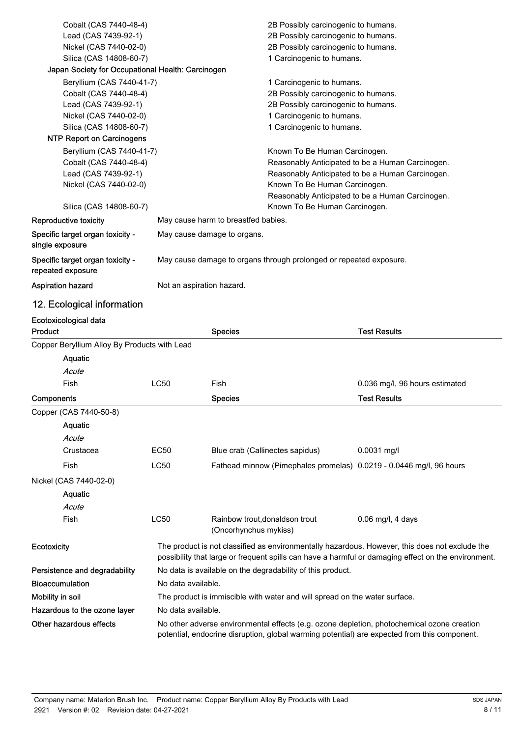| | |
|---|---|
| Cobalt (CAS 7440-48-4) | 2B Possibly carcinogenic to humans. |
| Lead (CAS 7439-92-1) | 2B Possibly carcinogenic to humans. |
| Nickel (CAS 7440-02-0) | 2B Possibly carcinogenic to humans. |
| Silica (CAS 14808-60-7) | 1 Carcinogenic to humans. |

**Japan Society for Occupational Health: Carcinogen**

| | |
|---|---|
| Beryllium (CAS 7440-41-7) | 1 Carcinogenic to humans. |
| Cobalt (CAS 7440-48-4) | 2B Possibly carcinogenic to humans. |
| Lead (CAS 7439-92-1) | 2B Possibly carcinogenic to humans. |
| Nickel (CAS 7440-02-0) | 1 Carcinogenic to humans. |
| Silica (CAS 14808-60-7) | 1 Carcinogenic to humans. |

**NTP Report on Carcinogens**

| | |
|---|---|
| Beryllium (CAS 7440-41-7) | Known To Be Human Carcinogen. |
| Cobalt (CAS 7440-48-4) | Reasonably Anticipated to be a Human Carcinogen. |
| Lead (CAS 7439-92-1) | Reasonably Anticipated to be a Human Carcinogen. |
| Nickel (CAS 7440-02-0) | Known To Be Human Carcinogen.<br>Reasonably Anticipated to be a Human Carcinogen. |
| Silica (CAS 14808-60-7) | Known To Be Human Carcinogen. |

| | |
|---|---|
| **Reproductive toxicity** | May cause harm to breastfed babies. |
| **Specific target organ toxicity - single exposure** | May cause damage to organs. |
| **Specific target organ toxicity - repeated exposure** | May cause damage to organs through prolonged or repeated exposure. |
| **Aspiration hazard** | Not an aspiration hazard. |

## 12. Ecological information

**Ecotoxicological data**

| Product | | Species | Test Results |
|---|---|---|---|
| Copper Beryllium Alloy By Products with Lead | | | |
| **Aquatic** | | | |
| *Acute* | | | |
| Fish | LC50 | Fish | 0.036 mg/l, 96 hours estimated |

| Components | | Species | Test Results |
|---|---|---|---|
| Copper (CAS 7440-50-8) | | | |
| **Aquatic** | | | |
| *Acute* | | | |
| Crustacea | EC50 | Blue crab (Callinectes sapidus) | 0.0031 mg/l |
| Fish | LC50 | Fathead minnow (Pimephales promelas) | 0.0219 - 0.0446 mg/l, 96 hours |
| Nickel (CAS 7440-02-0) | | | |
| **Aquatic** | | | |
| *Acute* | | | |
| Fish | LC50 | Rainbow trout,donaldson trout (Oncorhynchus mykiss) | 0.06 mg/l, 4 days |

| | |
|---|---|
| **Ecotoxicity** | The product is not classified as environmentally hazardous. However, this does not exclude the possibility that large or frequent spills can have a harmful or damaging effect on the environment. |
| **Persistence and degradability** | No data is available on the degradability of this product. |
| **Bioaccumulation** | No data available. |
| **Mobility in soil** | The product is immiscible with water and will spread on the water surface. |
| **Hazardous to the ozone layer** | No data available. |
| **Other hazardous effects** | No other adverse environmental effects (e.g. ozone depletion, photochemical ozone creation potential, endocrine disruption, global warming potential) are expected from this component. |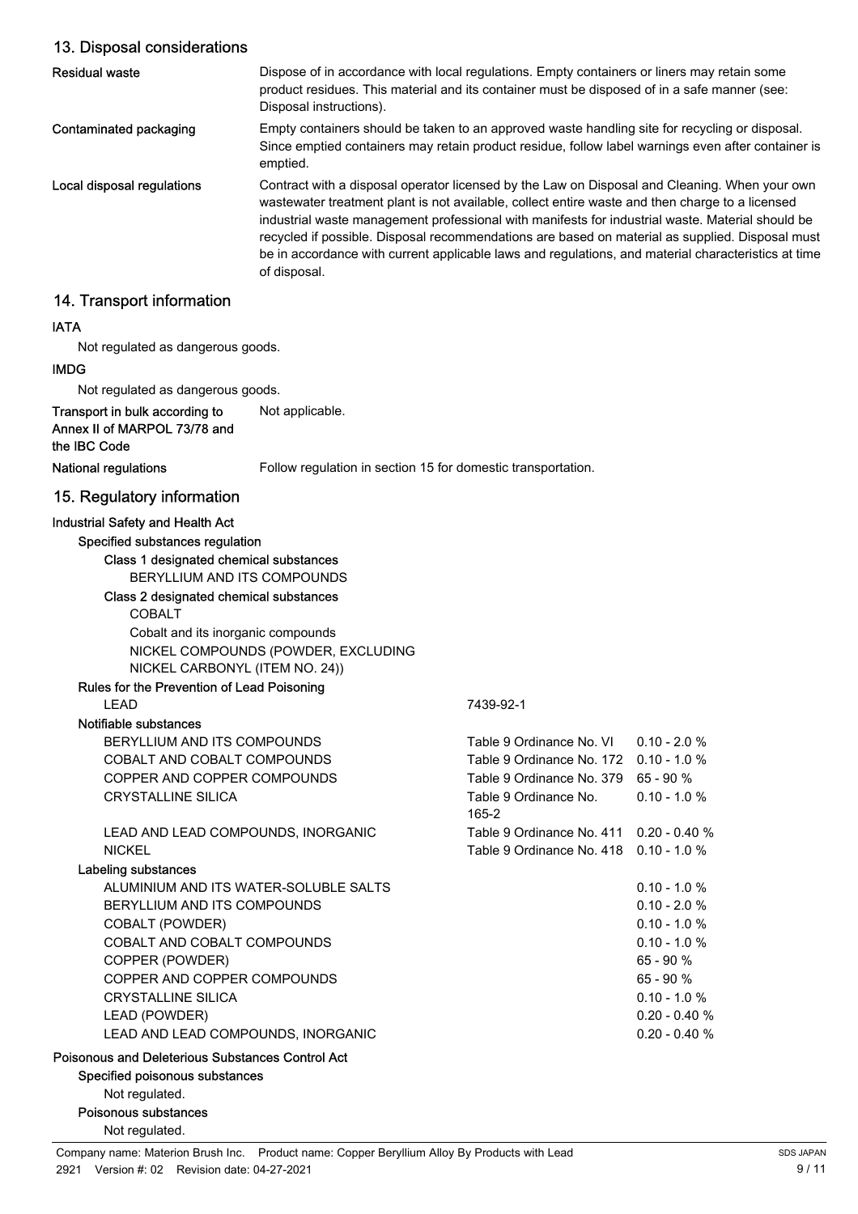## 13. Disposal considerations

| | |
|---|---|
| **Residual waste** | Dispose of in accordance with local regulations. Empty containers or liners may retain some product residues. This material and its container must be disposed of in a safe manner (see: Disposal instructions). |
| **Contaminated packaging** | Empty containers should be taken to an approved waste handling site for recycling or disposal. Since emptied containers may retain product residue, follow label warnings even after container is emptied. |
| **Local disposal regulations** | Contract with a disposal operator licensed by the Law on Disposal and Cleaning. When your own wastewater treatment plant is not available, collect entire waste and then charge to a licensed industrial waste management professional with manifests for industrial waste. Material should be recycled if possible. Disposal recommendations are based on material as supplied. Disposal must be in accordance with current applicable laws and regulations, and material characteristics at time of disposal. |

## 14. Transport information

**IATA**

Not regulated as dangerous goods.

**IMDG**

Not regulated as dangerous goods.

| | |
|---|---|
| **Transport in bulk according to Annex II of MARPOL 73/78 and the IBC Code** | Not applicable. |
| **National regulations** | Follow regulation in section 15 for domestic transportation. |

## 15. Regulatory information

**Industrial Safety and Health Act**

**Specified substances regulation**

**Class 1 designated chemical substances**

BERYLLIUM AND ITS COMPOUNDS

**Class 2 designated chemical substances**

COBALT

Cobalt and its inorganic compounds

NICKEL COMPOUNDS (POWDER, EXCLUDING NICKEL CARBONYL (ITEM NO. 24))

**Rules for the Prevention of Lead Poisoning**

| | | |
|---|---|---|
| LEAD | 7439-92-1 | |

**Notifiable substances**

| | | |
|---|---|---|
| BERYLLIUM AND ITS COMPOUNDS | Table 9 Ordinance No. VI | 0.10 - 2.0 % |
| COBALT AND COBALT COMPOUNDS | Table 9 Ordinance No. 172 | 0.10 - 1.0 % |
| COPPER AND COPPER COMPOUNDS | Table 9 Ordinance No. 379 | 65 - 90 % |
| CRYSTALLINE SILICA | Table 9 Ordinance No. 165-2 | 0.10 - 1.0 % |
| LEAD AND LEAD COMPOUNDS, INORGANIC | Table 9 Ordinance No. 411 | 0.20 - 0.40 % |
| NICKEL | Table 9 Ordinance No. 418 | 0.10 - 1.0 % |

**Labeling substances**

| | |
|---|---|
| ALUMINIUM AND ITS WATER-SOLUBLE SALTS | 0.10 - 1.0 % |
| BERYLLIUM AND ITS COMPOUNDS | 0.10 - 2.0 % |
| COBALT (POWDER) | 0.10 - 1.0 % |
| COBALT AND COBALT COMPOUNDS | 0.10 - 1.0 % |
| COPPER (POWDER) | 65 - 90 % |
| COPPER AND COPPER COMPOUNDS | 65 - 90 % |
| CRYSTALLINE SILICA | 0.10 - 1.0 % |
| LEAD (POWDER) | 0.20 - 0.40 % |
| LEAD AND LEAD COMPOUNDS, INORGANIC | 0.20 - 0.40 % |

**Poisonous and Deleterious Substances Control Act**

**Specified poisonous substances**

Not regulated.

**Poisonous substances**

Not regulated.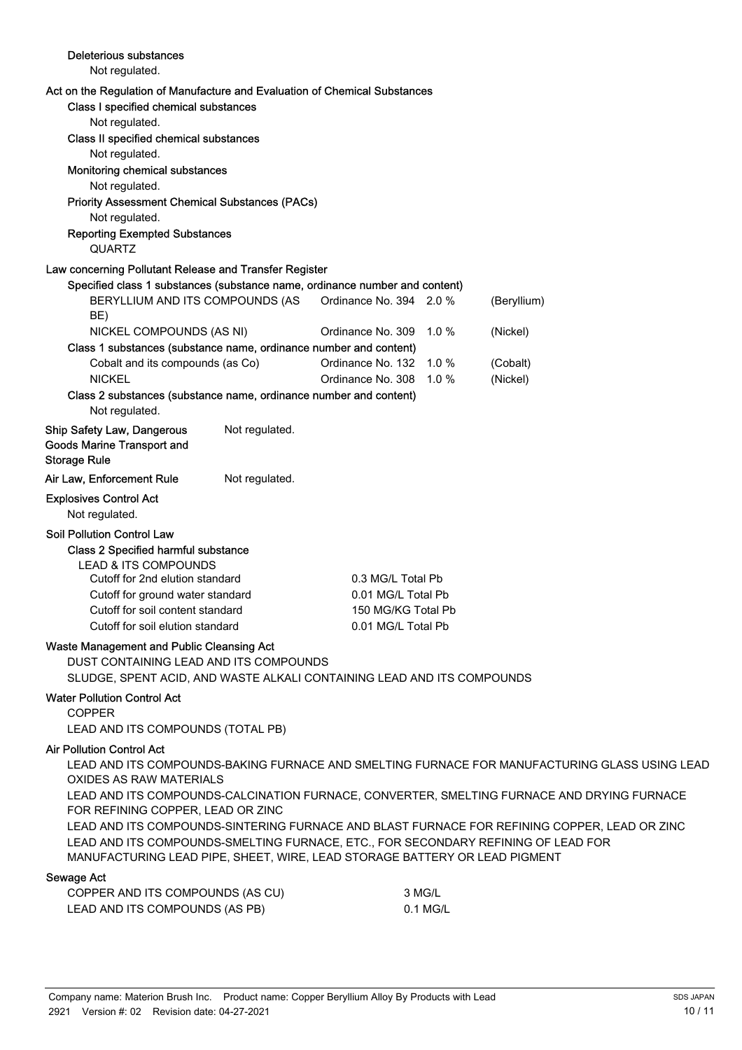**Deleterious substances**

Not regulated.

**Act on the Regulation of Manufacture and Evaluation of Chemical Substances**

**Class I specified chemical substances**

Not regulated.

**Class II specified chemical substances**

Not regulated.

**Monitoring chemical substances**

Not regulated.

**Priority Assessment Chemical Substances (PACs)**

Not regulated.

**Reporting Exempted Substances**

QUARTZ

**Law concerning Pollutant Release and Transfer Register**

**Specified class 1 substances (substance name, ordinance number and content)**

| | | | |
|---|---|---|---|
| BERYLLIUM AND ITS COMPOUNDS (AS BE) | Ordinance No. 394 | 2.0 % | (Beryllium) |
| NICKEL COMPOUNDS (AS NI) | Ordinance No. 309 | 1.0 % | (Nickel) |

**Class 1 substances (substance name, ordinance number and content)**

| | | | |
|---|---|---|---|
| Cobalt and its compounds (as Co) | Ordinance No. 132 | 1.0 % | (Cobalt) |
| NICKEL | Ordinance No. 308 | 1.0 % | (Nickel) |

**Class 2 substances (substance name, ordinance number and content)**

Not regulated.

**Ship Safety Law, Dangerous Goods Marine Transport and Storage Rule** Not regulated.

**Air Law, Enforcement Rule** Not regulated.

**Explosives Control Act**

Not regulated.

**Soil Pollution Control Law**

**Class 2 Specified harmful substance**

LEAD & ITS COMPOUNDS

| | |
|---|---|
| Cutoff for 2nd elution standard | 0.3 MG/L Total Pb |
| Cutoff for ground water standard | 0.01 MG/L Total Pb |
| Cutoff for soil content standard | 150 MG/KG Total Pb |
| Cutoff for soil elution standard | 0.01 MG/L Total Pb |

**Waste Management and Public Cleansing Act**

DUST CONTAINING LEAD AND ITS COMPOUNDS

SLUDGE, SPENT ACID, AND WASTE ALKALI CONTAINING LEAD AND ITS COMPOUNDS

**Water Pollution Control Act**

COPPER

LEAD AND ITS COMPOUNDS (TOTAL PB)

**Air Pollution Control Act**

LEAD AND ITS COMPOUNDS-BAKING FURNACE AND SMELTING FURNACE FOR MANUFACTURING GLASS USING LEAD OXIDES AS RAW MATERIALS

LEAD AND ITS COMPOUNDS-CALCINATION FURNACE, CONVERTER, SMELTING FURNACE AND DRYING FURNACE FOR REFINING COPPER, LEAD OR ZINC

LEAD AND ITS COMPOUNDS-SINTERING FURNACE AND BLAST FURNACE FOR REFINING COPPER, LEAD OR ZINC

LEAD AND ITS COMPOUNDS-SMELTING FURNACE, ETC., FOR SECONDARY REFINING OF LEAD FOR MANUFACTURING LEAD PIPE, SHEET, WIRE, LEAD STORAGE BATTERY OR LEAD PIGMENT

**Sewage Act**

| | |
|---|---|
| COPPER AND ITS COMPOUNDS (AS CU) | 3 MG/L |
| LEAD AND ITS COMPOUNDS (AS PB) | 0.1 MG/L |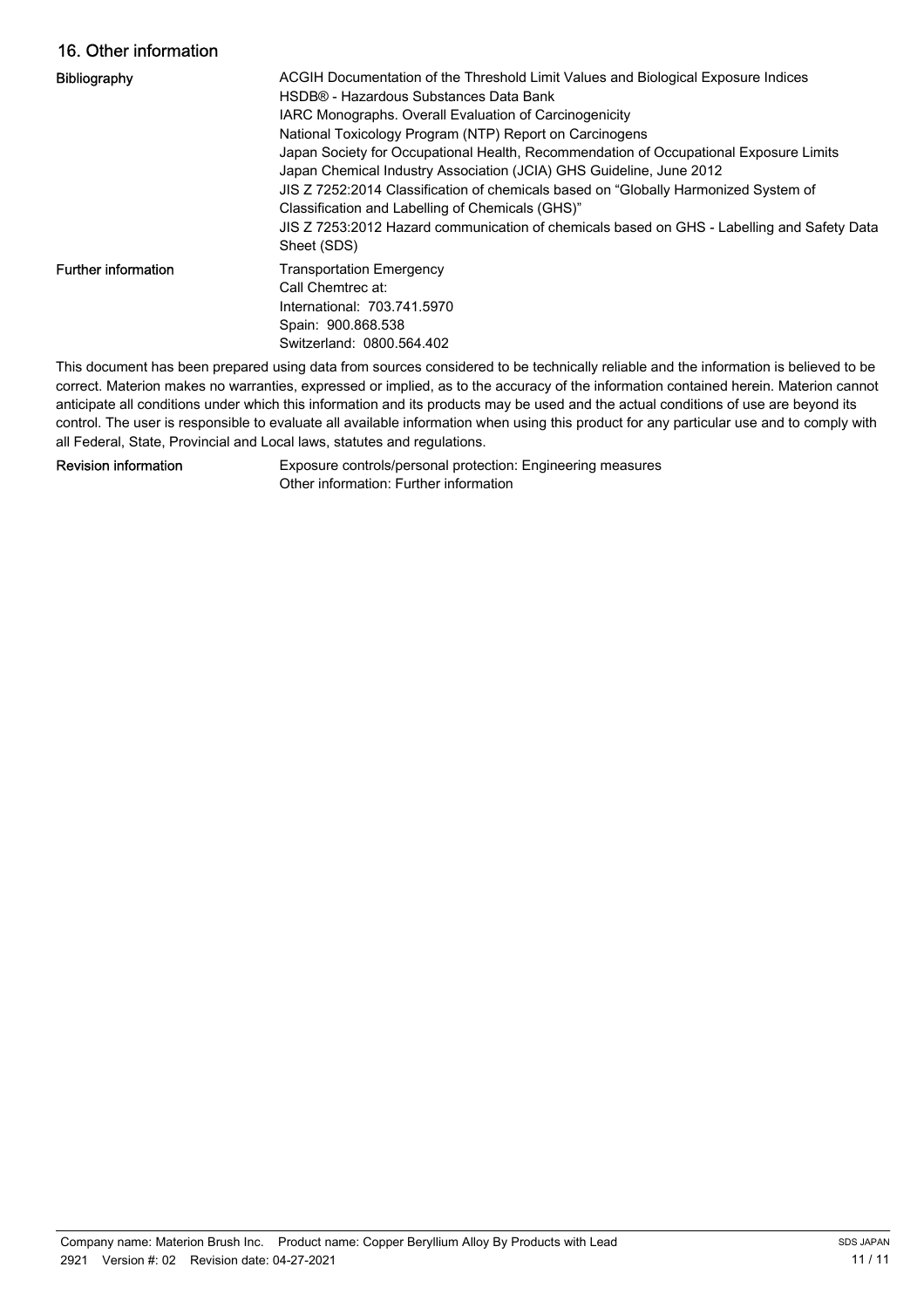## 16. Other information

**Bibliography**

ACGIH Documentation of the Threshold Limit Values and Biological Exposure Indices
HSDB® - Hazardous Substances Data Bank
IARC Monographs. Overall Evaluation of Carcinogenicity
National Toxicology Program (NTP) Report on Carcinogens
Japan Society for Occupational Health, Recommendation of Occupational Exposure Limits
Japan Chemical Industry Association (JCIA) GHS Guideline, June 2012
JIS Z 7252:2014 Classification of chemicals based on "Globally Harmonized System of Classification and Labelling of Chemicals (GHS)"
JIS Z 7253:2012 Hazard communication of chemicals based on GHS - Labelling and Safety Data Sheet (SDS)

**Further information**

Transportation Emergency
Call Chemtrec at:
International: 703.741.5970
Spain: 900.868.538
Switzerland: 0800.564.402

This document has been prepared using data from sources considered to be technically reliable and the information is believed to be correct. Materion makes no warranties, expressed or implied, as to the accuracy of the information contained herein. Materion cannot anticipate all conditions under which this information and its products may be used and the actual conditions of use are beyond its control. The user is responsible to evaluate all available information when using this product for any particular use and to comply with all Federal, State, Provincial and Local laws, statutes and regulations.

**Revision information**

Exposure controls/personal protection: Engineering measures
Other information: Further information